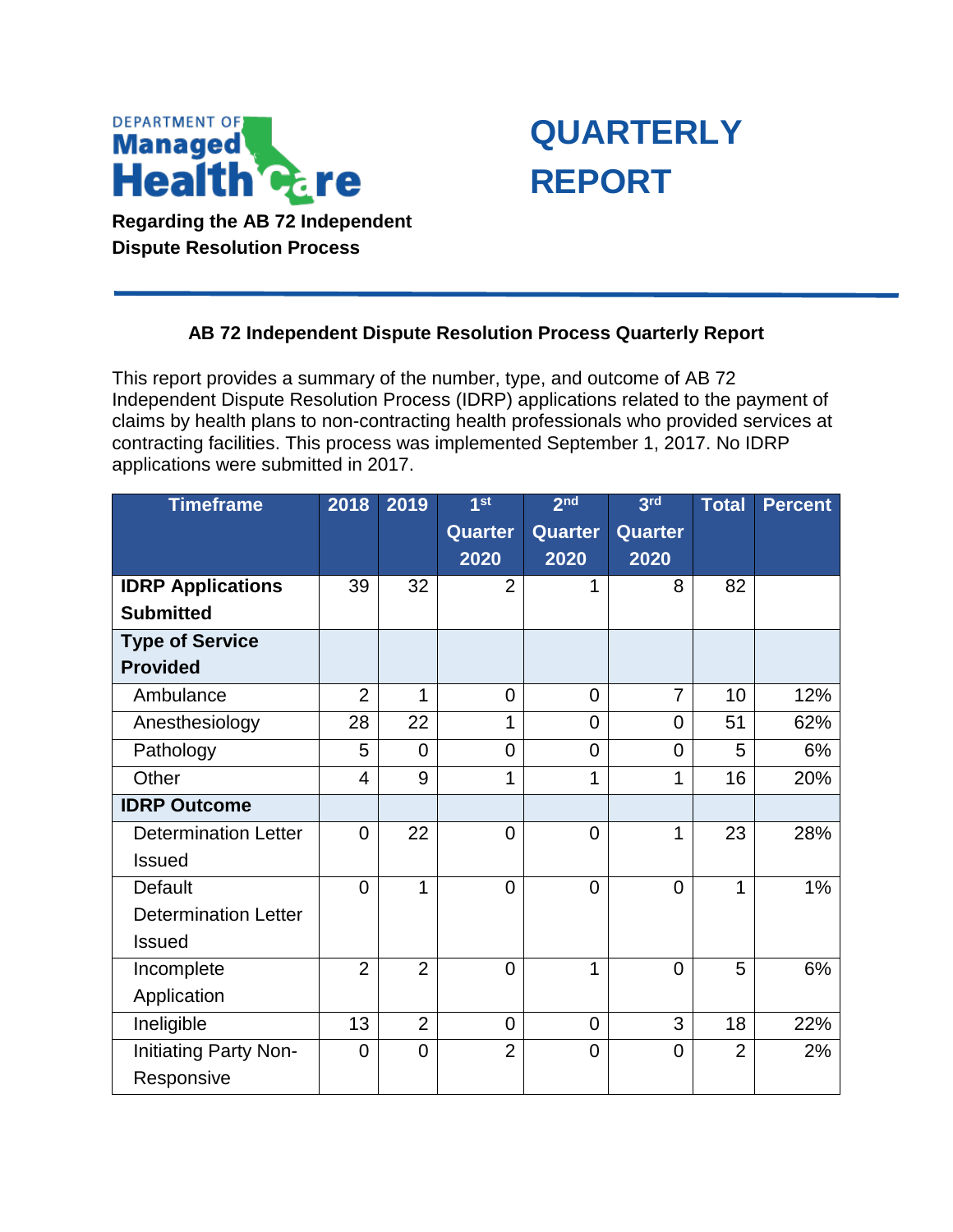DEPARTMENT OF **Managed Health Care**

# QUARTERLY REPORT

**Regarding the AB 72 Independent Dispute Resolution Process**

## AB 72 Independent Dispute Resolution Process Quarterly Report

This report provides a summary of the number, type, and outcome of AB 72 Independent Dispute Resolution Process (IDRP) applications related to the payment of claims by health plans to non-contracting health professionals who provided services at contracting facilities. This process was implemented September 1, 2017. No IDRP applications were submitted in 2017.

| Timeframe | 2018 | 2019 | 1st Quarter 2020 | 2nd Quarter 2020 | 3rd Quarter 2020 | Total | Percent |
|---|---|---|---|---|---|---|---|
| **IDRP Applications Submitted** | 39 | 32 | 2 | 1 | 8 | 82 | |
| **Type of Service Provided** | | | | | | | |
| Ambulance | 2 | 1 | 0 | 0 | 7 | 10 | 12% |
| Anesthesiology | 28 | 22 | 1 | 0 | 0 | 51 | 62% |
| Pathology | 5 | 0 | 0 | 0 | 0 | 5 | 6% |
| Other | 4 | 9 | 1 | 1 | 1 | 16 | 20% |
| **IDRP Outcome** | | | | | | | |
| Determination Letter Issued | 0 | 22 | 0 | 0 | 1 | 23 | 28% |
| Default Determination Letter Issued | 0 | 1 | 0 | 0 | 0 | 1 | 1% |
| Incomplete Application | 2 | 2 | 0 | 1 | 0 | 5 | 6% |
| Ineligible | 13 | 2 | 0 | 0 | 3 | 18 | 22% |
| Initiating Party Non-Responsive | 0 | 0 | 2 | 0 | 0 | 2 | 2% |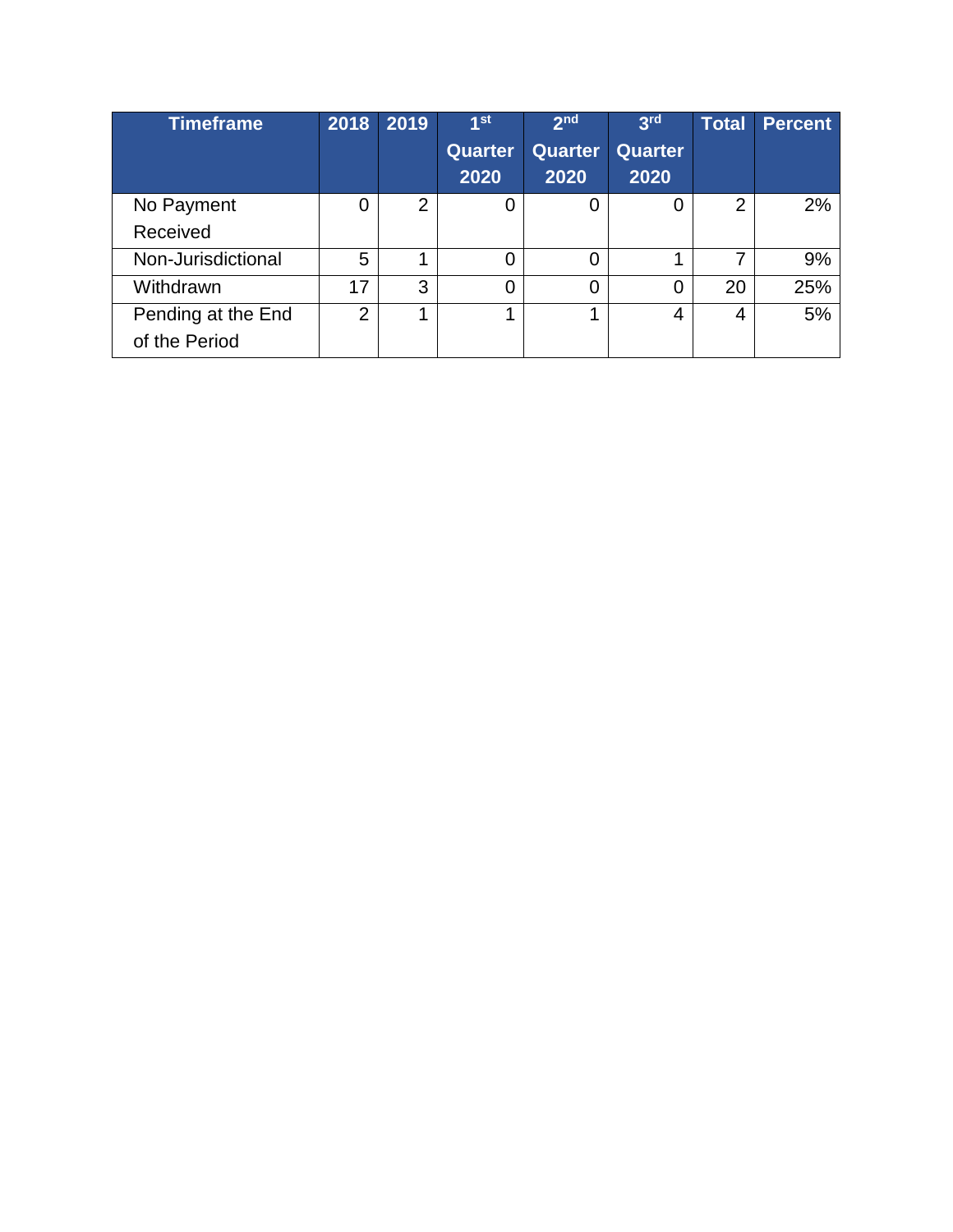| Timeframe | 2018 | 2019 | 1st Quarter 2020 | 2nd Quarter 2020 | 3rd Quarter 2020 | Total | Percent |
|---|---|---|---|---|---|---|---|
| No Payment Received | 0 | 2 | 0 | 0 | 0 | 2 | 2% |
| Non-Jurisdictional | 5 | 1 | 0 | 0 | 1 | 7 | 9% |
| Withdrawn | 17 | 3 | 0 | 0 | 0 | 20 | 25% |
| Pending at the End of the Period | 2 | 1 | 1 | 1 | 4 | 4 | 5% |